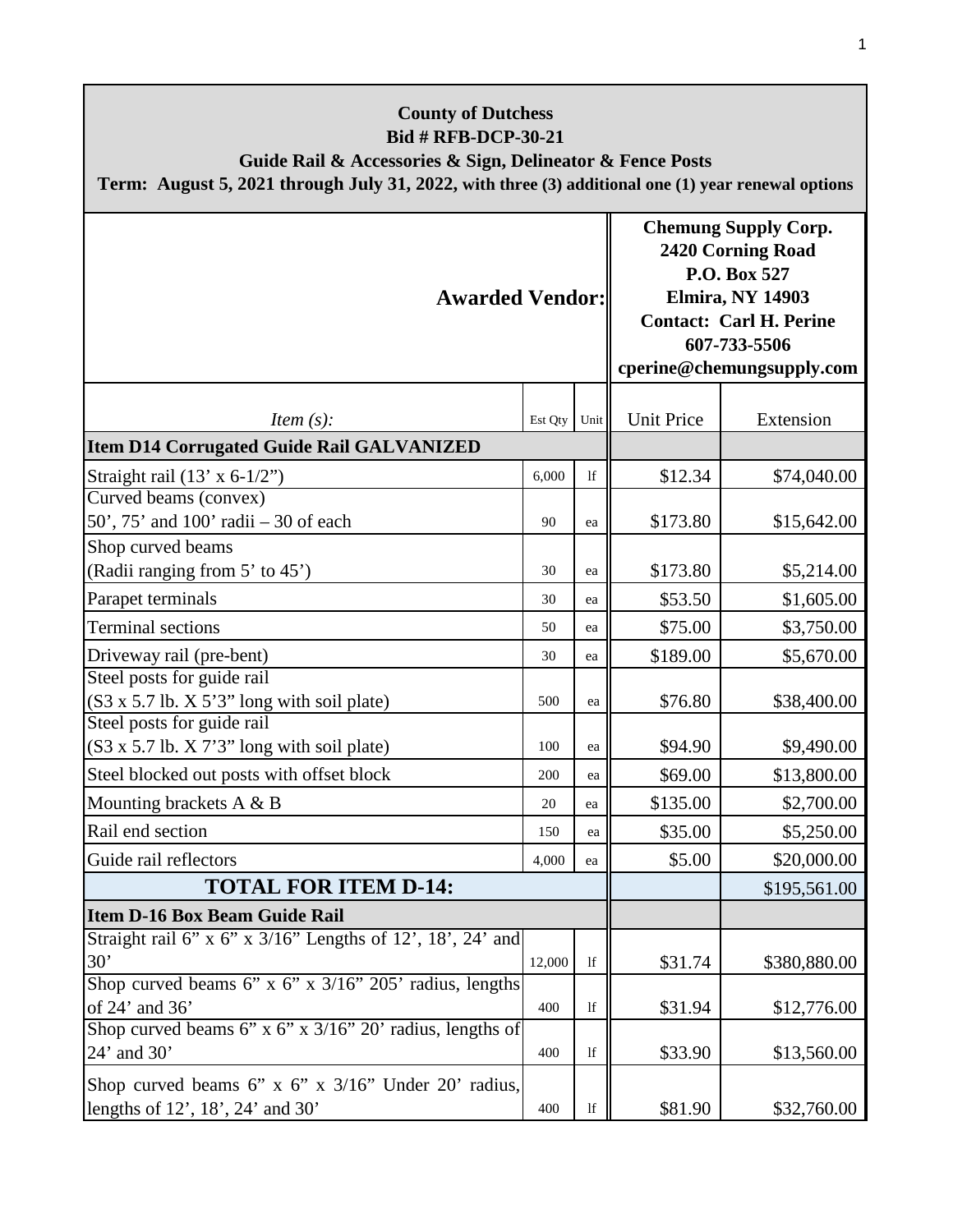**County of Dutchess**
**Bid # RFB-DCP-30-21**
**Guide Rail & Accessories & Sign, Delineator & Fence Posts**
**Term: August 5, 2021 through July 31, 2022, with three (3) additional one (1) year renewal options**

| **Awarded Vendor:** | | | **Chemung Supply Corp.**<br>**2420 Corning Road**<br>**P.O. Box 527**<br>**Elmira, NY 14903**<br>**Contact: Carl H. Perine**<br>**607-733-5506**<br>**cperine@chemungsupply.com** | |
|---|---|---|---|---|
| *Item (s):* | Est Qty | Unit | Unit Price | Extension |
| **Item D14 Corrugated Guide Rail GALVANIZED** | | | | |
| Straight rail (13' x 6-1/2") | 6,000 | lf | $12.34 | $74,040.00 |
| Curved beams (convex)<br>50', 75' and 100' radii – 30 of each | 90 | ea | $173.80 | $15,642.00 |
| Shop curved beams<br>(Radii ranging from 5' to 45') | 30 | ea | $173.80 | $5,214.00 |
| Parapet terminals | 30 | ea | $53.50 | $1,605.00 |
| Terminal sections | 50 | ea | $75.00 | $3,750.00 |
| Driveway rail (pre-bent) | 30 | ea | $189.00 | $5,670.00 |
| Steel posts for guide rail<br>(S3 x 5.7 lb. X 5'3" long with soil plate) | 500 | ea | $76.80 | $38,400.00 |
| Steel posts for guide rail<br>(S3 x 5.7 lb. X 7'3" long with soil plate) | 100 | ea | $94.90 | $9,490.00 |
| Steel blocked out posts with offset block | 200 | ea | $69.00 | $13,800.00 |
| Mounting brackets A & B | 20 | ea | $135.00 | $2,700.00 |
| Rail end section | 150 | ea | $35.00 | $5,250.00 |
| Guide rail reflectors | 4,000 | ea | $5.00 | $20,000.00 |
| **TOTAL FOR ITEM D-14:** | | | | $195,561.00 |
| **Item D-16 Box Beam Guide Rail** | | | | |
| Straight rail 6" x 6" x 3/16" Lengths of 12', 18', 24' and 30' | 12,000 | lf | $31.74 | $380,880.00 |
| Shop curved beams 6" x 6" x 3/16" 205' radius, lengths of 24' and 36' | 400 | lf | $31.94 | $12,776.00 |
| Shop curved beams 6" x 6" x 3/16" 20' radius, lengths of 24' and 30' | 400 | lf | $33.90 | $13,560.00 |
| Shop curved beams 6" x 6" x 3/16" Under 20' radius, lengths of 12', 18', 24' and 30' | 400 | lf | $81.90 | $32,760.00 |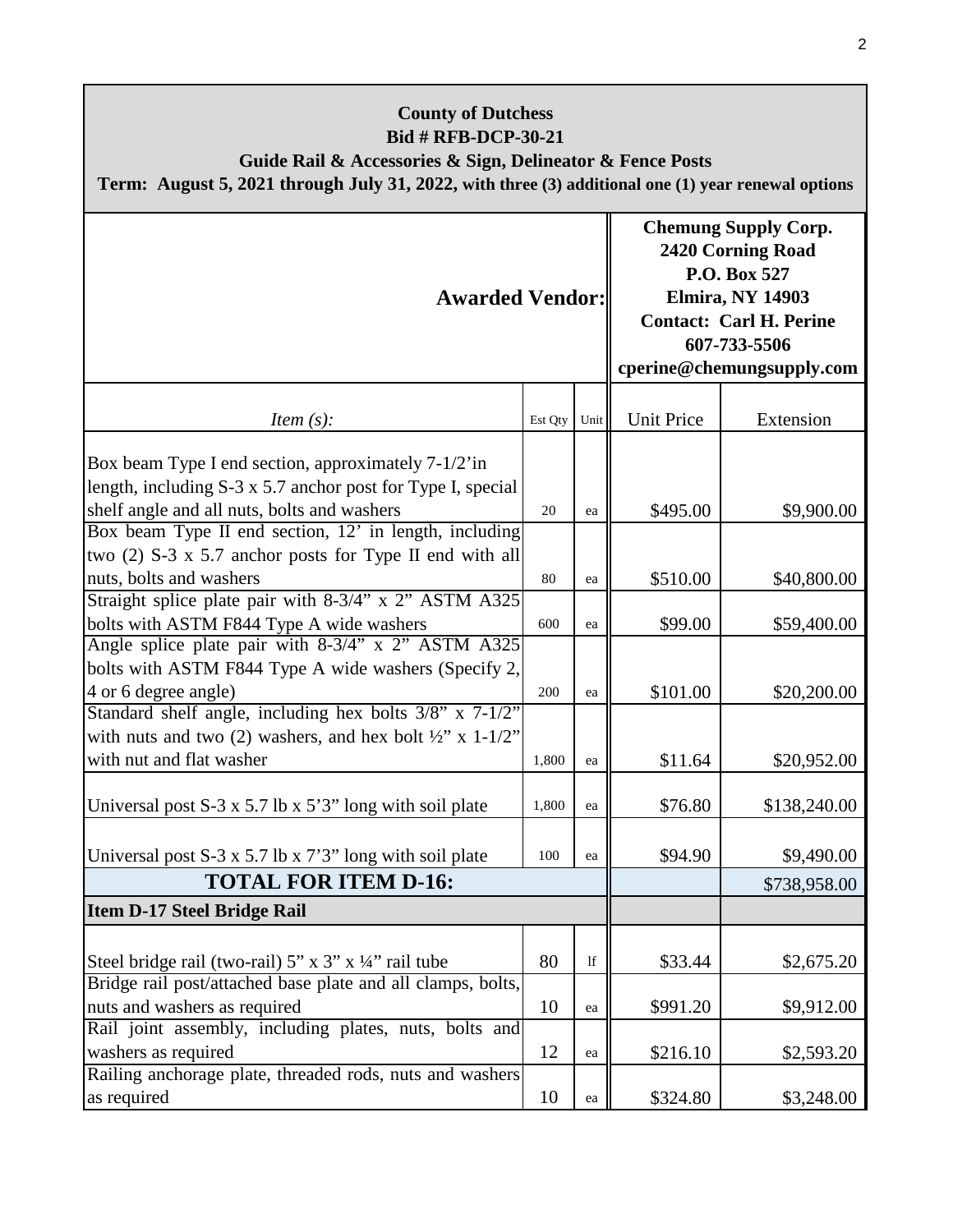**County of Dutchess**
**Bid # RFB-DCP-30-21**
**Guide Rail & Accessories & Sign, Delineator & Fence Posts**
**Term: August 5, 2021 through July 31, 2022, with three (3) additional one (1) year renewal options**

| **Awarded Vendor:** | | | **Chemung Supply Corp.**<br>**2420 Corning Road**<br>**P.O. Box 527**<br>**Elmira, NY 14903**<br>**Contact: Carl H. Perine**<br>**607-733-5506**<br>**cperine@chemungsupply.com** | |
|---|---|---|---|---|
| *Item (s):* | Est Qty | Unit | Unit Price | Extension |
| Box beam Type I end section, approximately 7-1/2'in length, including S-3 x 5.7 anchor post for Type I, special shelf angle and all nuts, bolts and washers | 20 | ea | $495.00 | $9,900.00 |
| Box beam Type II end section, 12' in length, including two (2) S-3 x 5.7 anchor posts for Type II end with all nuts, bolts and washers | 80 | ea | $510.00 | $40,800.00 |
| Straight splice plate pair with 8-3/4" x 2" ASTM A325 bolts with ASTM F844 Type A wide washers | 600 | ea | $99.00 | $59,400.00 |
| Angle splice plate pair with 8-3/4" x 2" ASTM A325 bolts with ASTM F844 Type A wide washers (Specify 2, 4 or 6 degree angle) | 200 | ea | $101.00 | $20,200.00 |
| Standard shelf angle, including hex bolts 3/8" x 7-1/2" with nuts and two (2) washers, and hex bolt ½" x 1-1/2" with nut and flat washer | 1,800 | ea | $11.64 | $20,952.00 |
| Universal post S-3 x 5.7 lb x 5'3" long with soil plate | 1,800 | ea | $76.80 | $138,240.00 |
| Universal post S-3 x 5.7 lb x 7'3" long with soil plate | 100 | ea | $94.90 | $9,490.00 |
| **TOTAL FOR ITEM D-16:** | | | | $738,958.00 |
| **Item D-17 Steel Bridge Rail** | | | | |
| Steel bridge rail (two-rail) 5" x 3" x ¼" rail tube | 80 | lf | $33.44 | $2,675.20 |
| Bridge rail post/attached base plate and all clamps, bolts, nuts and washers as required | 10 | ea | $991.20 | $9,912.00 |
| Rail joint assembly, including plates, nuts, bolts and washers as required | 12 | ea | $216.10 | $2,593.20 |
| Railing anchorage plate, threaded rods, nuts and washers as required | 10 | ea | $324.80 | $3,248.00 |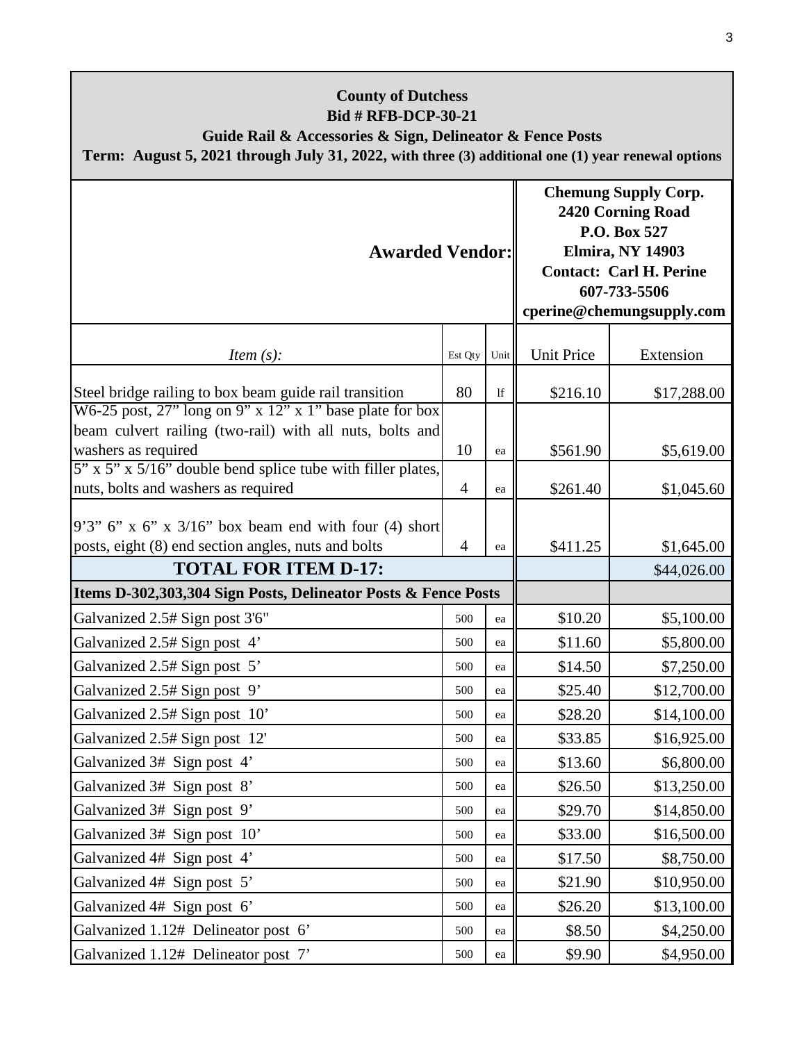**County of Dutchess**
**Bid # RFB-DCP-30-21**
**Guide Rail & Accessories & Sign, Delineator & Fence Posts**
**Term: August 5, 2021 through July 31, 2022, with three (3) additional one (1) year renewal options**

| **Awarded Vendor:** | | | **Chemung Supply Corp.**<br>**2420 Corning Road**<br>**P.O. Box 527**<br>**Elmira, NY 14903**<br>**Contact: Carl H. Perine**<br>**607-733-5506**<br>**cperine@chemungsupply.com** | |
|---|---|---|---|---|
| *Item (s):* | Est Qty | Unit | Unit Price | Extension |
| Steel bridge railing to box beam guide rail transition | 80 | lf | $216.10 | $17,288.00 |
| W6-25 post, 27" long on 9" x 12" x 1" base plate for box beam culvert railing (two-rail) with all nuts, bolts and washers as required | 10 | ea | $561.90 | $5,619.00 |
| 5" x 5" x 5/16" double bend splice tube with filler plates, nuts, bolts and washers as required | 4 | ea | $261.40 | $1,045.60 |
| 9'3" 6" x 6" x 3/16" box beam end with four (4) short posts, eight (8) end section angles, nuts and bolts | 4 | ea | $411.25 | $1,645.00 |
| **TOTAL FOR ITEM D-17:** | | | | $44,026.00 |
| **Items D-302,303,304 Sign Posts, Delineator Posts & Fence Posts** | | | | |
| Galvanized 2.5# Sign post 3'6" | 500 | ea | $10.20 | $5,100.00 |
| Galvanized 2.5# Sign post 4' | 500 | ea | $11.60 | $5,800.00 |
| Galvanized 2.5# Sign post 5' | 500 | ea | $14.50 | $7,250.00 |
| Galvanized 2.5# Sign post 9' | 500 | ea | $25.40 | $12,700.00 |
| Galvanized 2.5# Sign post 10' | 500 | ea | $28.20 | $14,100.00 |
| Galvanized 2.5# Sign post 12' | 500 | ea | $33.85 | $16,925.00 |
| Galvanized 3# Sign post 4' | 500 | ea | $13.60 | $6,800.00 |
| Galvanized 3# Sign post 8' | 500 | ea | $26.50 | $13,250.00 |
| Galvanized 3# Sign post 9' | 500 | ea | $29.70 | $14,850.00 |
| Galvanized 3# Sign post 10' | 500 | ea | $33.00 | $16,500.00 |
| Galvanized 4# Sign post 4' | 500 | ea | $17.50 | $8,750.00 |
| Galvanized 4# Sign post 5' | 500 | ea | $21.90 | $10,950.00 |
| Galvanized 4# Sign post 6' | 500 | ea | $26.20 | $13,100.00 |
| Galvanized 1.12# Delineator post 6' | 500 | ea | $8.50 | $4,250.00 |
| Galvanized 1.12# Delineator post 7' | 500 | ea | $9.90 | $4,950.00 |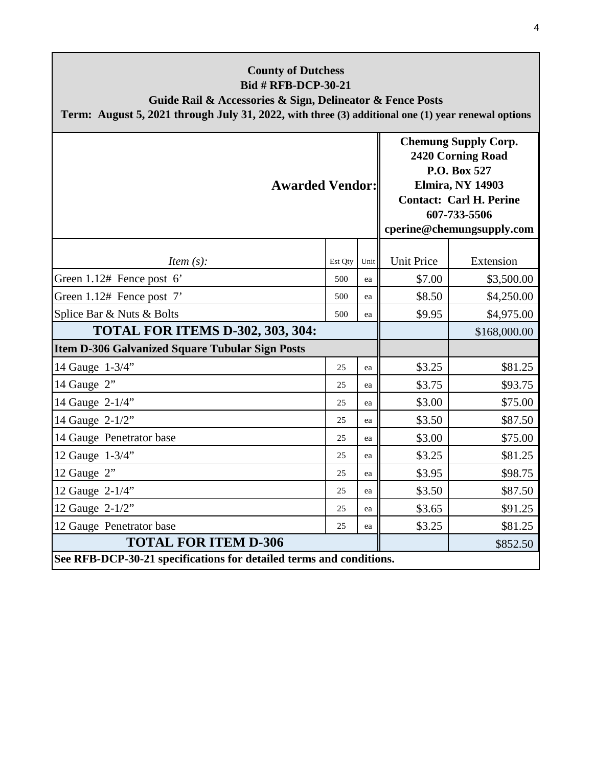**County of Dutchess**
**Bid # RFB-DCP-30-21**
**Guide Rail & Accessories & Sign, Delineator & Fence Posts**
**Term: August 5, 2021 through July 31, 2022, with three (3) additional one (1) year renewal options**

| **Awarded Vendor:** | | | **Chemung Supply Corp.**<br>**2420 Corning Road**<br>**P.O. Box 527**<br>**Elmira, NY 14903**<br>**Contact: Carl H. Perine**<br>**607-733-5506**<br>**cperine@chemungsupply.com** | |
|---|---|---|---|---|
| *Item (s):* | Est Qty | Unit | Unit Price | Extension |
| Green 1.12# Fence post 6’ | 500 | ea | $7.00 | $3,500.00 |
| Green 1.12# Fence post 7’ | 500 | ea | $8.50 | $4,250.00 |
| Splice Bar & Nuts & Bolts | 500 | ea | $9.95 | $4,975.00 |
| **TOTAL FOR ITEMS D-302, 303, 304:** | | | | $168,000.00 |
| **Item D-306 Galvanized Square Tubular Sign Posts** | | | | |
| 14 Gauge 1-3/4” | 25 | ea | $3.25 | $81.25 |
| 14 Gauge 2” | 25 | ea | $3.75 | $93.75 |
| 14 Gauge 2-1/4” | 25 | ea | $3.00 | $75.00 |
| 14 Gauge 2-1/2” | 25 | ea | $3.50 | $87.50 |
| 14 Gauge Penetrator base | 25 | ea | $3.00 | $75.00 |
| 12 Gauge 1-3/4” | 25 | ea | $3.25 | $81.25 |
| 12 Gauge 2” | 25 | ea | $3.95 | $98.75 |
| 12 Gauge 2-1/4” | 25 | ea | $3.50 | $87.50 |
| 12 Gauge 2-1/2” | 25 | ea | $3.65 | $91.25 |
| 12 Gauge Penetrator base | 25 | ea | $3.25 | $81.25 |
| **TOTAL FOR ITEM D-306** | | | | $852.50 |

**See RFB-DCP-30-21 specifications for detailed terms and conditions.**